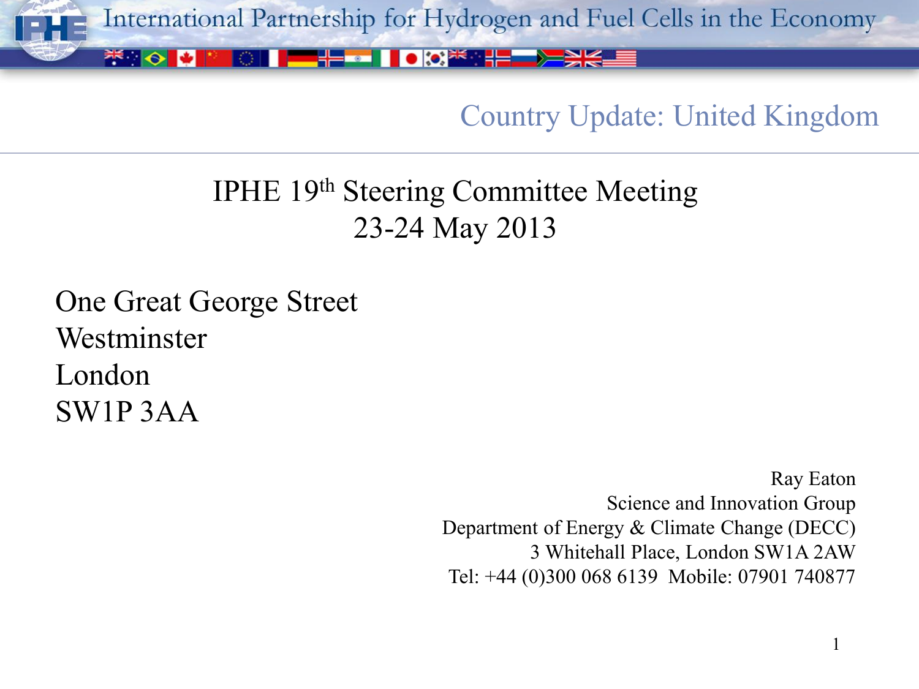# Country Update: United Kingdom

## IPHE 19th Steering Committee Meeting
## 23-24 May 2013

One Great George Street
Westminster
London
SW1P 3AA

Ray Eaton
Science and Innovation Group
Department of Energy & Climate Change (DECC)
3 Whitehall Place, London SW1A 2AW
Tel: +44 (0)300 068 6139  Mobile: 07901 740877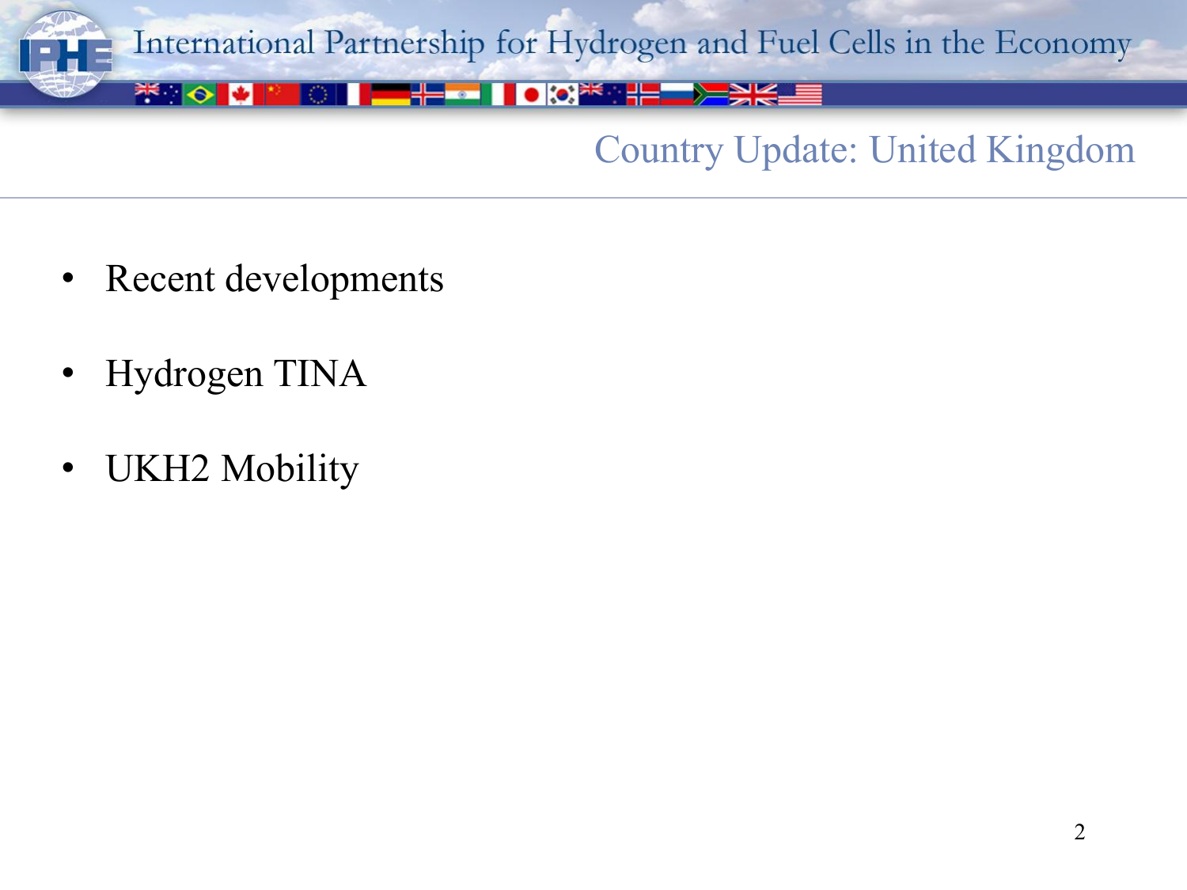## Country Update: United Kingdom

- Recent developments
- Hydrogen TINA
- UKH2 Mobility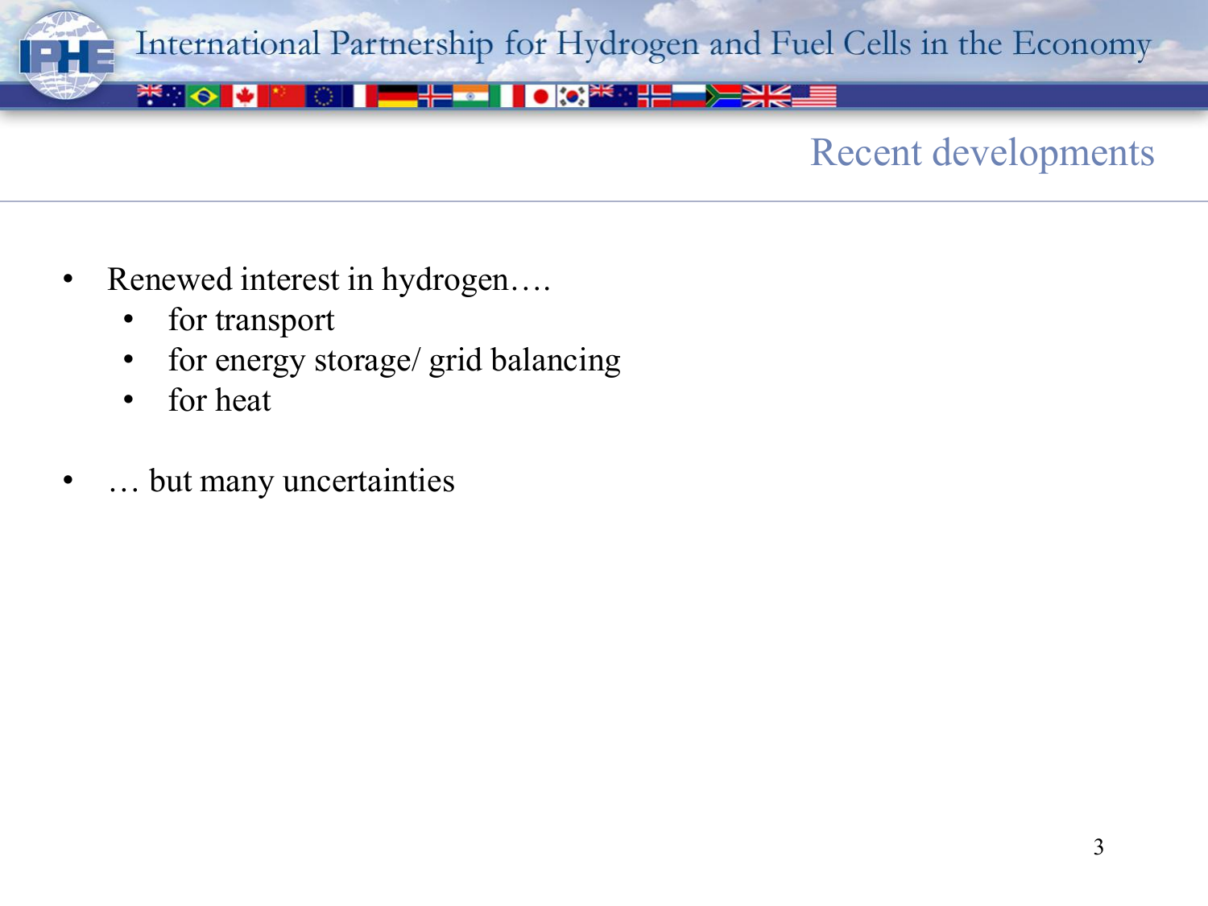## Recent developments

- Renewed interest in hydrogen….
  - for transport
  - for energy storage/ grid balancing
  - for heat
- … but many uncertainties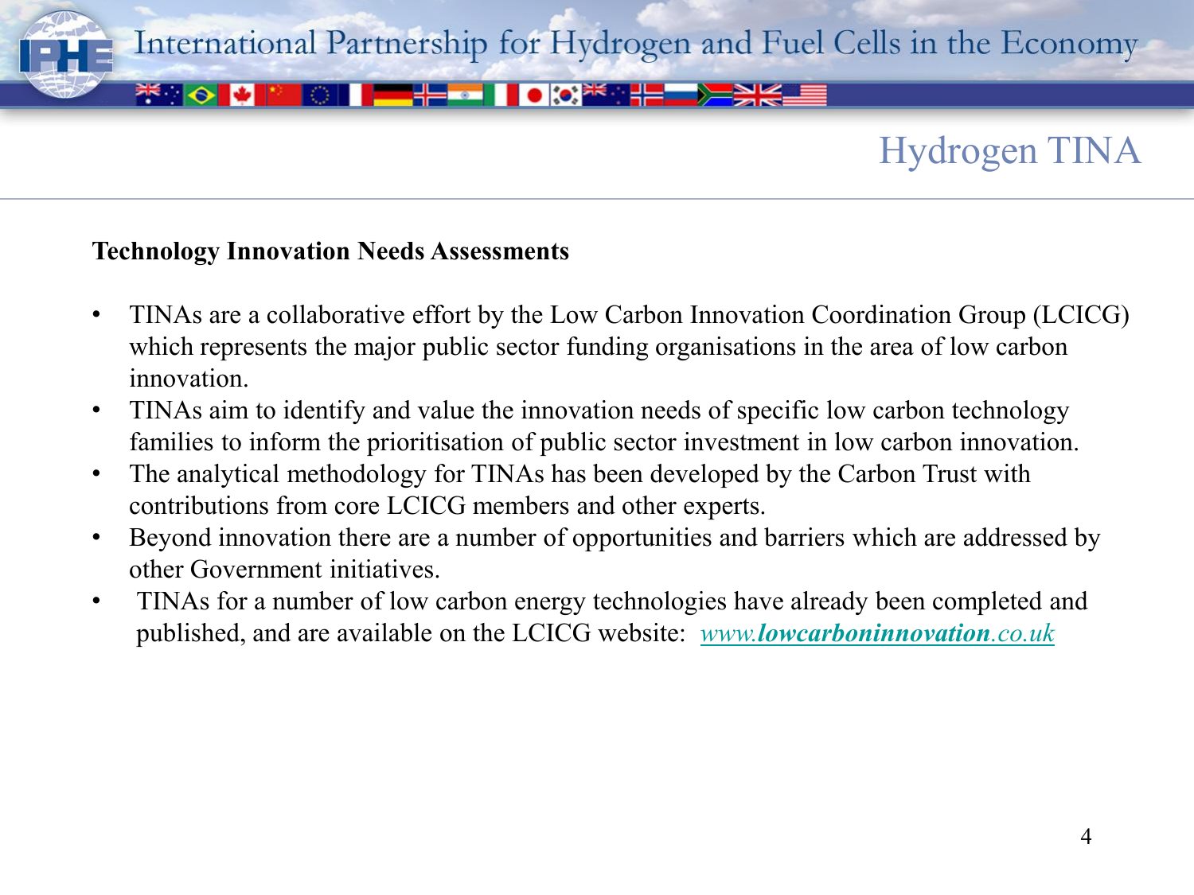# Hydrogen TINA

**Technology Innovation Needs Assessments**

- TINAs are a collaborative effort by the Low Carbon Innovation Coordination Group (LCICG) which represents the major public sector funding organisations in the area of low carbon innovation.
- TINAs aim to identify and value the innovation needs of specific low carbon technology families to inform the prioritisation of public sector investment in low carbon innovation.
- The analytical methodology for TINAs has been developed by the Carbon Trust with contributions from core LCICG members and other experts.
- Beyond innovation there are a number of opportunities and barriers which are addressed by other Government initiatives.
- TINAs for a number of low carbon energy technologies have already been completed and published, and are available on the LCICG website: *www.**lowcarboninnovation**.co.uk*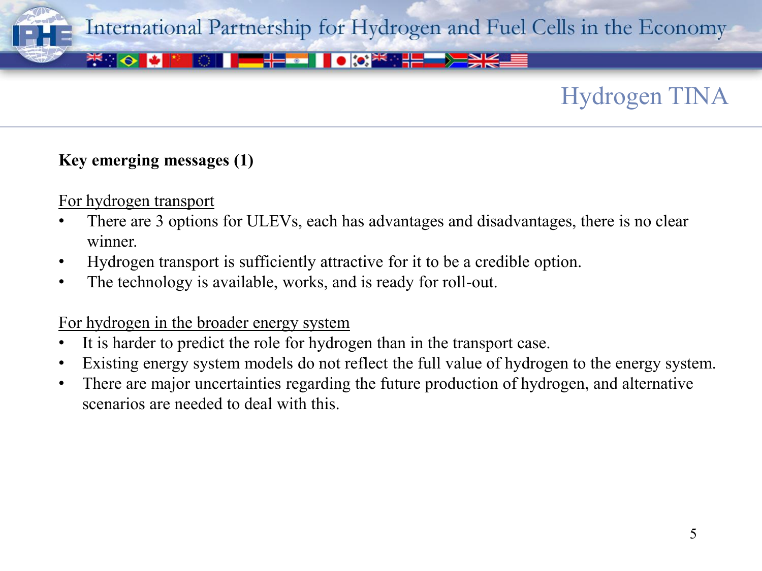## Hydrogen TINA

**Key emerging messages (1)**

For hydrogen transport

- There are 3 options for ULEVs, each has advantages and disadvantages, there is no clear winner.
- Hydrogen transport is sufficiently attractive for it to be a credible option.
- The technology is available, works, and is ready for roll-out.

For hydrogen in the broader energy system

- It is harder to predict the role for hydrogen than in the transport case.
- Existing energy system models do not reflect the full value of hydrogen to the energy system.
- There are major uncertainties regarding the future production of hydrogen, and alternative scenarios are needed to deal with this.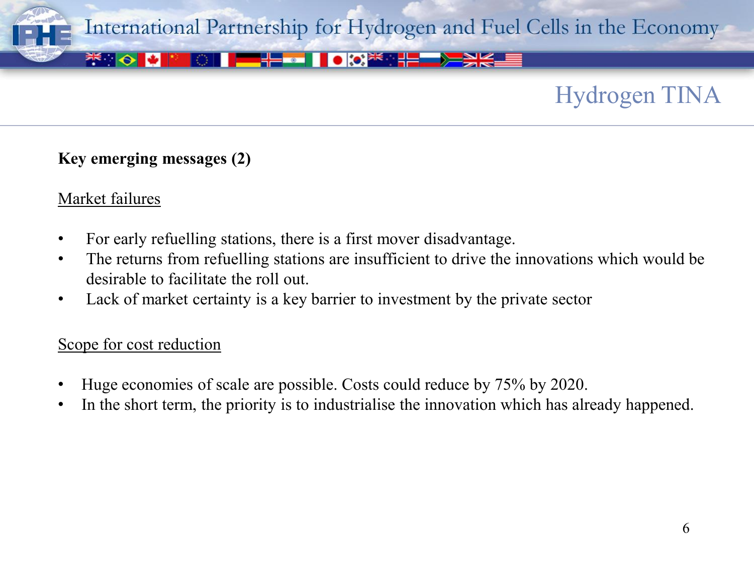# Hydrogen TINA

**Key emerging messages (2)**

Market failures

- For early refuelling stations, there is a first mover disadvantage.
- The returns from refuelling stations are insufficient to drive the innovations which would be desirable to facilitate the roll out.
- Lack of market certainty is a key barrier to investment by the private sector

Scope for cost reduction

- Huge economies of scale are possible. Costs could reduce by 75% by 2020.
- In the short term, the priority is to industrialise the innovation which has already happened.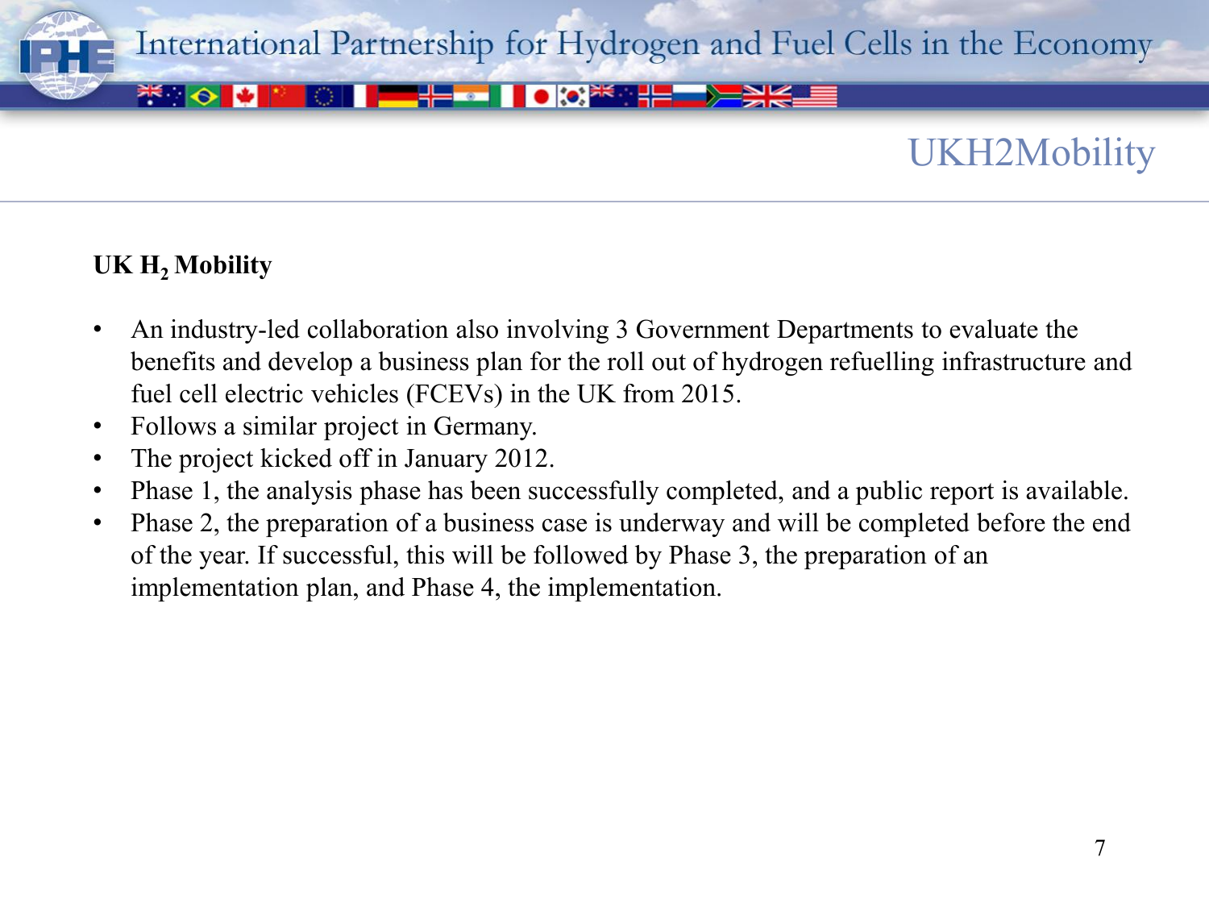# UKH2Mobility

**UK $H_2$ Mobility**

- An industry-led collaboration also involving 3 Government Departments to evaluate the benefits and develop a business plan for the roll out of hydrogen refuelling infrastructure and fuel cell electric vehicles (FCEVs) in the UK from 2015.
- Follows a similar project in Germany.
- The project kicked off in January 2012.
- Phase 1, the analysis phase has been successfully completed, and a public report is available.
- Phase 2, the preparation of a business case is underway and will be completed before the end of the year. If successful, this will be followed by Phase 3, the preparation of an implementation plan, and Phase 4, the implementation.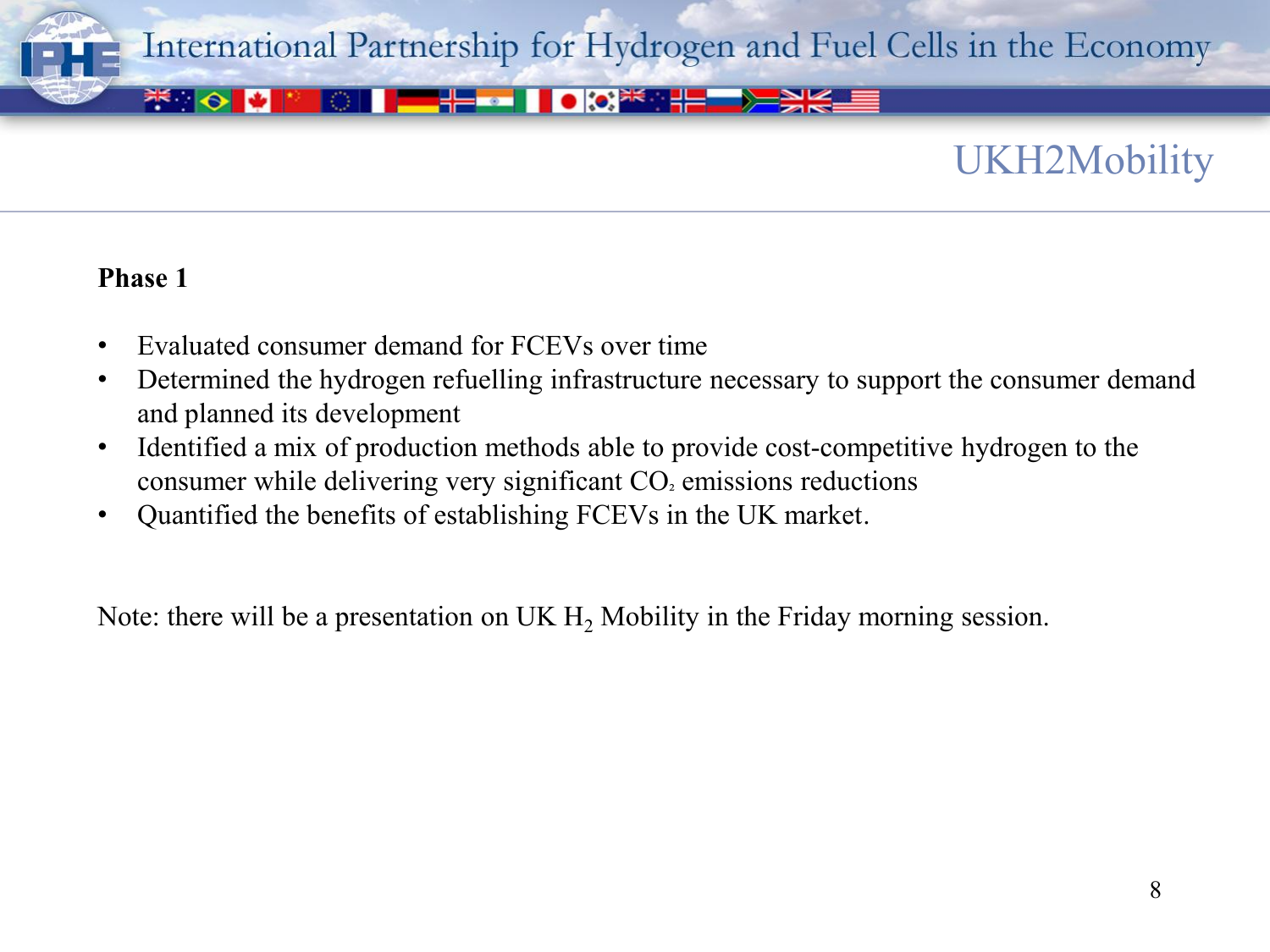## UKH2Mobility

**Phase 1**

- Evaluated consumer demand for FCEVs over time
- Determined the hydrogen refuelling infrastructure necessary to support the consumer demand and planned its development
- Identified a mix of production methods able to provide cost-competitive hydrogen to the consumer while delivering very significant $CO_2$ emissions reductions
- Quantified the benefits of establishing FCEVs in the UK market.

Note: there will be a presentation on UK $H_2$ Mobility in the Friday morning session.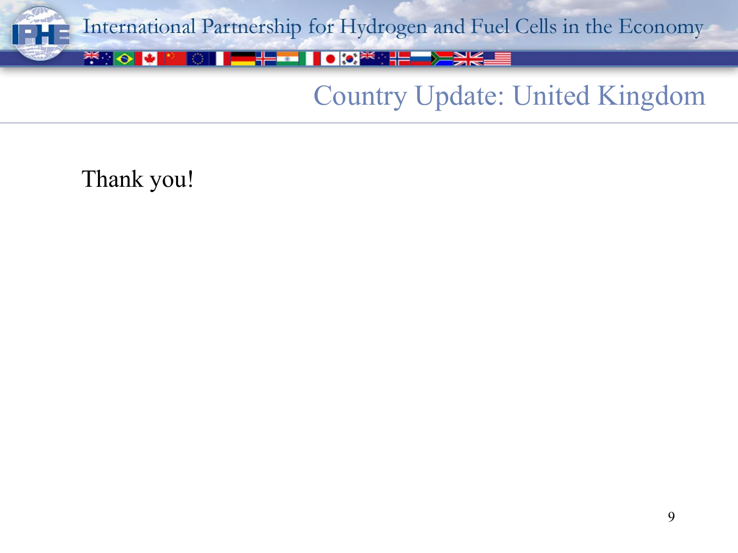# Country Update: United Kingdom

Thank you!